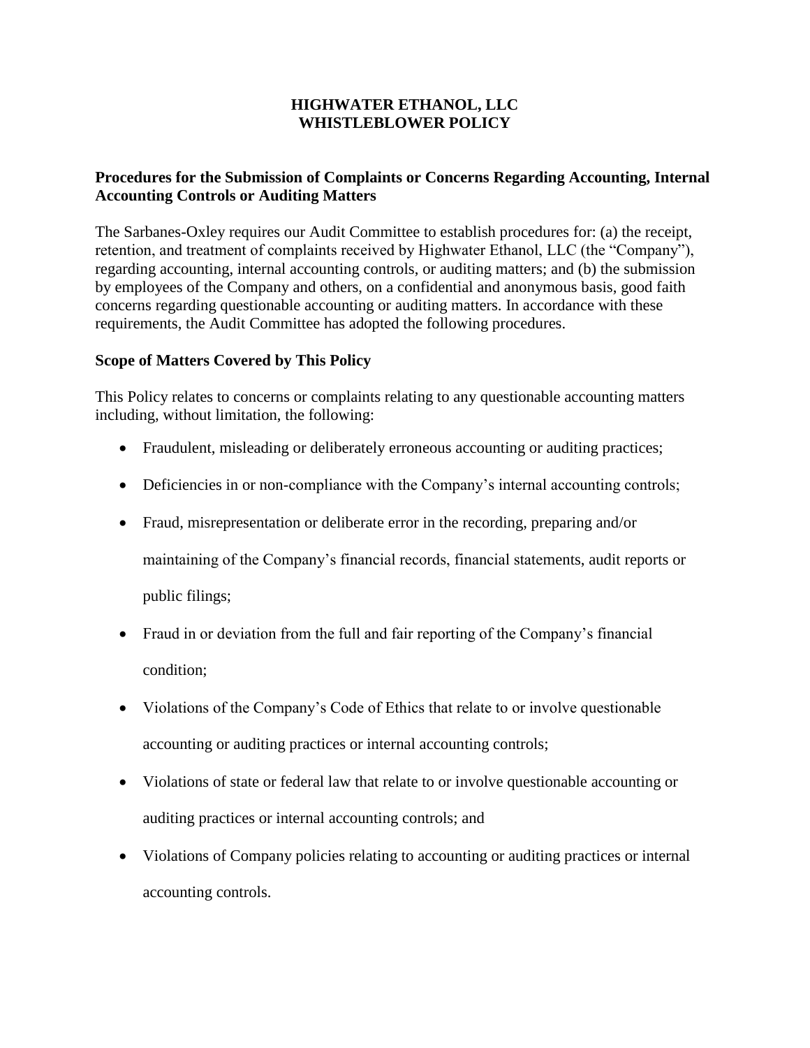# HIGHWATER ETHANOL, LLC
# WHISTLEBLOWER POLICY

## Procedures for the Submission of Complaints or Concerns Regarding Accounting, Internal Accounting Controls or Auditing Matters

The Sarbanes-Oxley requires our Audit Committee to establish procedures for: (a) the receipt, retention, and treatment of complaints received by Highwater Ethanol, LLC (the "Company"), regarding accounting, internal accounting controls, or auditing matters; and (b) the submission by employees of the Company and others, on a confidential and anonymous basis, good faith concerns regarding questionable accounting or auditing matters. In accordance with these requirements, the Audit Committee has adopted the following procedures.

## Scope of Matters Covered by This Policy

This Policy relates to concerns or complaints relating to any questionable accounting matters including, without limitation, the following:

- Fraudulent, misleading or deliberately erroneous accounting or auditing practices;
- Deficiencies in or non-compliance with the Company's internal accounting controls;
- Fraud, misrepresentation or deliberate error in the recording, preparing and/or maintaining of the Company's financial records, financial statements, audit reports or public filings;
- Fraud in or deviation from the full and fair reporting of the Company's financial condition;
- Violations of the Company's Code of Ethics that relate to or involve questionable accounting or auditing practices or internal accounting controls;
- Violations of state or federal law that relate to or involve questionable accounting or auditing practices or internal accounting controls; and
- Violations of Company policies relating to accounting or auditing practices or internal accounting controls.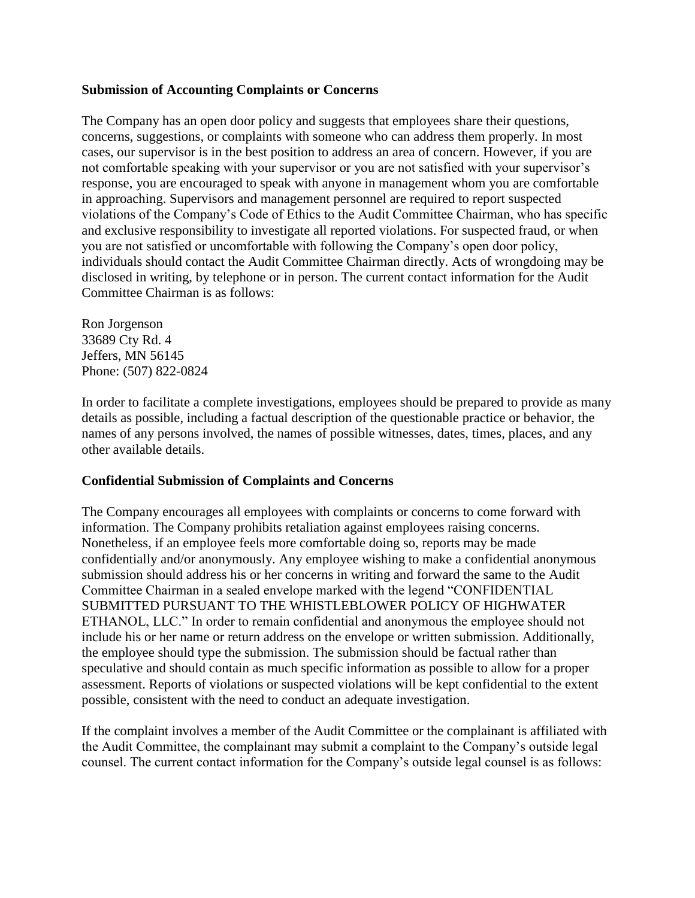**Submission of Accounting Complaints or Concerns**

The Company has an open door policy and suggests that employees share their questions, concerns, suggestions, or complaints with someone who can address them properly. In most cases, our supervisor is in the best position to address an area of concern. However, if you are not comfortable speaking with your supervisor or you are not satisfied with your supervisor's response, you are encouraged to speak with anyone in management whom you are comfortable in approaching. Supervisors and management personnel are required to report suspected violations of the Company's Code of Ethics to the Audit Committee Chairman, who has specific and exclusive responsibility to investigate all reported violations. For suspected fraud, or when you are not satisfied or uncomfortable with following the Company's open door policy, individuals should contact the Audit Committee Chairman directly. Acts of wrongdoing may be disclosed in writing, by telephone or in person. The current contact information for the Audit Committee Chairman is as follows:

Ron Jorgenson
33689 Cty Rd. 4
Jeffers, MN 56145
Phone: (507) 822-0824

In order to facilitate a complete investigations, employees should be prepared to provide as many details as possible, including a factual description of the questionable practice or behavior, the names of any persons involved, the names of possible witnesses, dates, times, places, and any other available details.

**Confidential Submission of Complaints and Concerns**

The Company encourages all employees with complaints or concerns to come forward with information. The Company prohibits retaliation against employees raising concerns. Nonetheless, if an employee feels more comfortable doing so, reports may be made confidentially and/or anonymously. Any employee wishing to make a confidential anonymous submission should address his or her concerns in writing and forward the same to the Audit Committee Chairman in a sealed envelope marked with the legend "CONFIDENTIAL SUBMITTED PURSUANT TO THE WHISTLEBLOWER POLICY OF HIGHWATER ETHANOL, LLC." In order to remain confidential and anonymous the employee should not include his or her name or return address on the envelope or written submission. Additionally, the employee should type the submission. The submission should be factual rather than speculative and should contain as much specific information as possible to allow for a proper assessment. Reports of violations or suspected violations will be kept confidential to the extent possible, consistent with the need to conduct an adequate investigation.

If the complaint involves a member of the Audit Committee or the complainant is affiliated with the Audit Committee, the complainant may submit a complaint to the Company's outside legal counsel. The current contact information for the Company's outside legal counsel is as follows: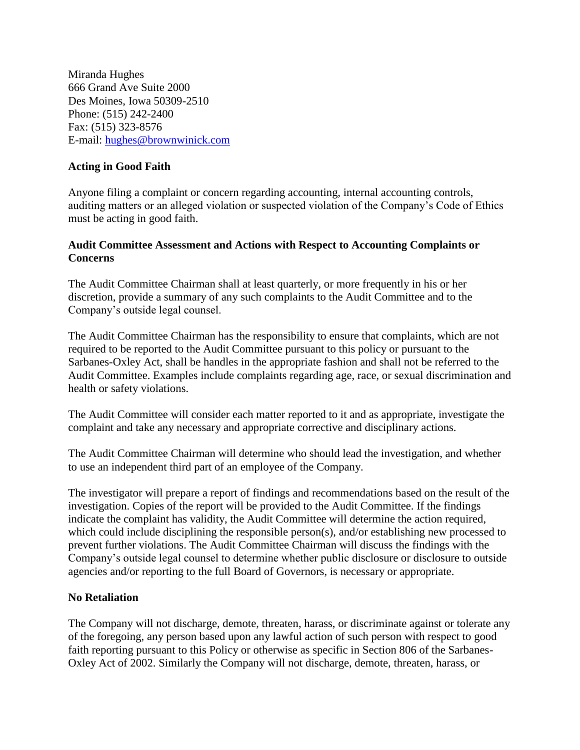Miranda Hughes
666 Grand Ave Suite 2000
Des Moines, Iowa 50309-2510
Phone: (515) 242-2400
Fax: (515) 323-8576
E-mail: hughes@brownwinick.com

**Acting in Good Faith**

Anyone filing a complaint or concern regarding accounting, internal accounting controls, auditing matters or an alleged violation or suspected violation of the Company's Code of Ethics must be acting in good faith.

**Audit Committee Assessment and Actions with Respect to Accounting Complaints or Concerns**

The Audit Committee Chairman shall at least quarterly, or more frequently in his or her discretion, provide a summary of any such complaints to the Audit Committee and to the Company's outside legal counsel.

The Audit Committee Chairman has the responsibility to ensure that complaints, which are not required to be reported to the Audit Committee pursuant to this policy or pursuant to the Sarbanes-Oxley Act, shall be handles in the appropriate fashion and shall not be referred to the Audit Committee. Examples include complaints regarding age, race, or sexual discrimination and health or safety violations.

The Audit Committee will consider each matter reported to it and as appropriate, investigate the complaint and take any necessary and appropriate corrective and disciplinary actions.

The Audit Committee Chairman will determine who should lead the investigation, and whether to use an independent third part of an employee of the Company.

The investigator will prepare a report of findings and recommendations based on the result of the investigation. Copies of the report will be provided to the Audit Committee. If the findings indicate the complaint has validity, the Audit Committee will determine the action required, which could include disciplining the responsible person(s), and/or establishing new processed to prevent further violations. The Audit Committee Chairman will discuss the findings with the Company's outside legal counsel to determine whether public disclosure or disclosure to outside agencies and/or reporting to the full Board of Governors, is necessary or appropriate.

**No Retaliation**

The Company will not discharge, demote, threaten, harass, or discriminate against or tolerate any of the foregoing, any person based upon any lawful action of such person with respect to good faith reporting pursuant to this Policy or otherwise as specific in Section 806 of the Sarbanes-Oxley Act of 2002. Similarly the Company will not discharge, demote, threaten, harass, or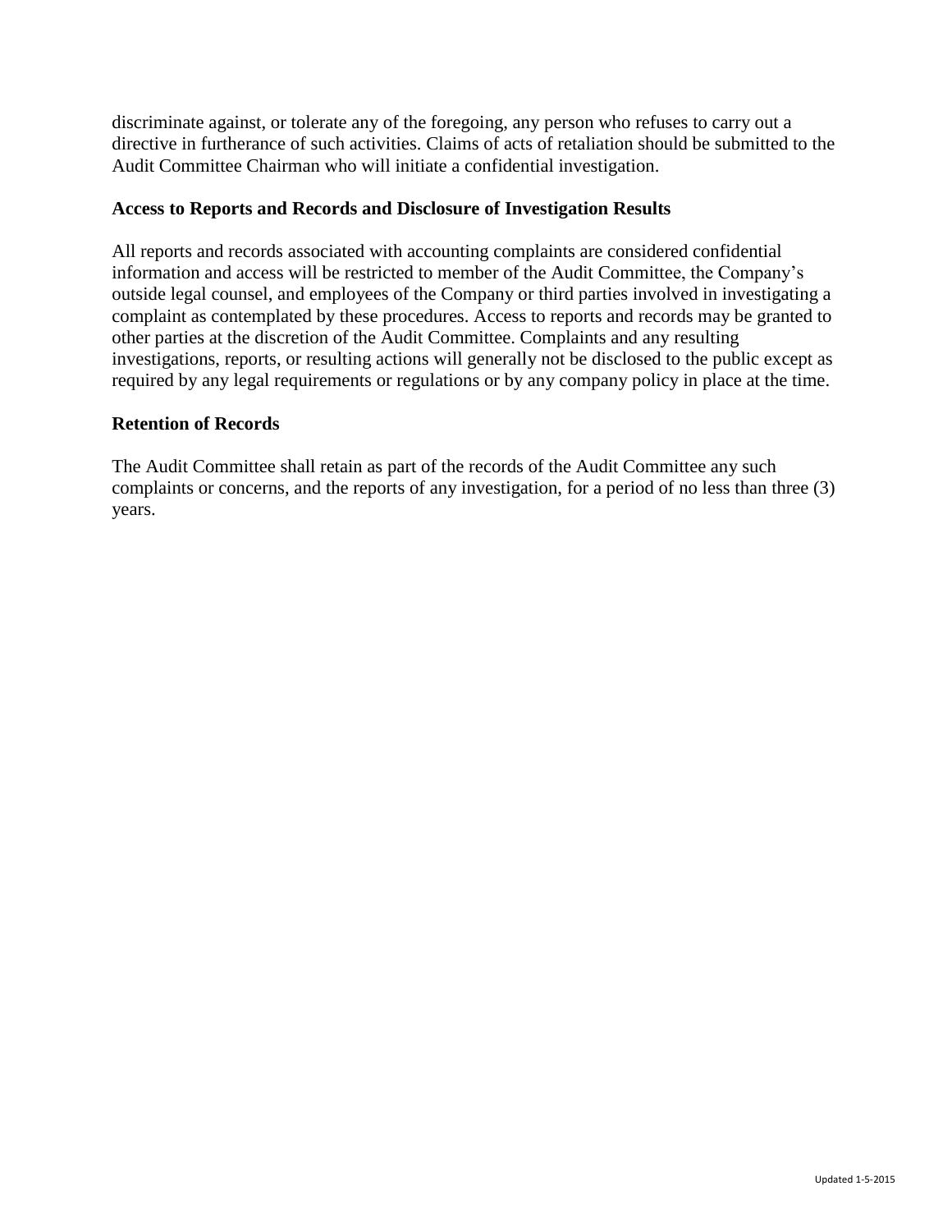discriminate against, or tolerate any of the foregoing, any person who refuses to carry out a directive in furtherance of such activities. Claims of acts of retaliation should be submitted to the Audit Committee Chairman who will initiate a confidential investigation.

### Access to Reports and Records and Disclosure of Investigation Results

All reports and records associated with accounting complaints are considered confidential information and access will be restricted to member of the Audit Committee, the Company's outside legal counsel, and employees of the Company or third parties involved in investigating a complaint as contemplated by these procedures. Access to reports and records may be granted to other parties at the discretion of the Audit Committee. Complaints and any resulting investigations, reports, or resulting actions will generally not be disclosed to the public except as required by any legal requirements or regulations or by any company policy in place at the time.

### Retention of Records

The Audit Committee shall retain as part of the records of the Audit Committee any such complaints or concerns, and the reports of any investigation, for a period of no less than three (3) years.